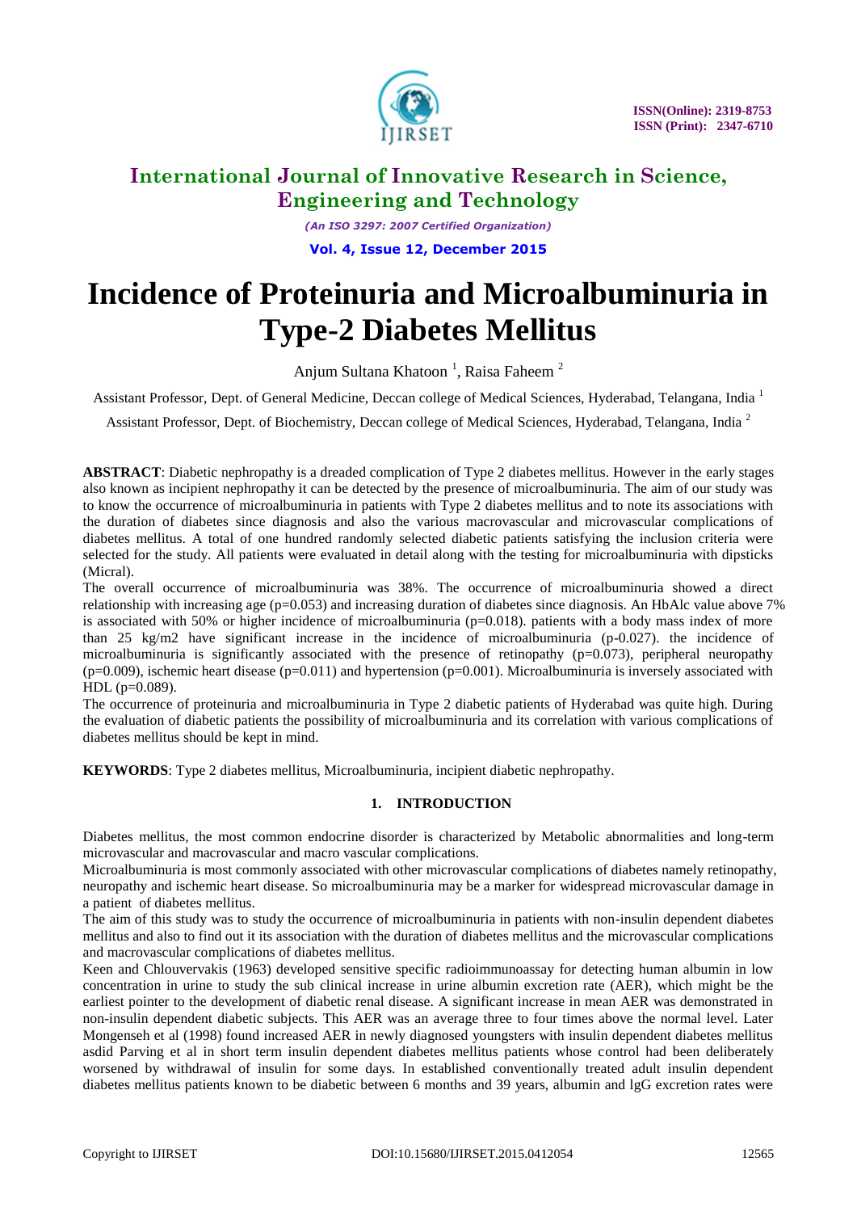# International Journal of Innovative Research in Science, Engineering and Technology

*(An ISO 3297: 2007 Certified Organization)*

**Vol. 4, Issue 12, December 2015**

# Incidence of Proteinuria and Microalbuminuria in Type-2 Diabetes Mellitus

Anjum Sultana Khatoon [1], Raisa Faheem [2]

Assistant Professor, Dept. of General Medicine, Deccan college of Medical Sciences, Hyderabad, Telangana, India [1]

Assistant Professor, Dept. of Biochemistry, Deccan college of Medical Sciences, Hyderabad, Telangana, India [2]

**ABSTRACT**: Diabetic nephropathy is a dreaded complication of Type 2 diabetes mellitus. However in the early stages also known as incipient nephropathy it can be detected by the presence of microalbuminuria. The aim of our study was to know the occurrence of microalbuminuria in patients with Type 2 diabetes mellitus and to note its associations with the duration of diabetes since diagnosis and also the various macrovascular and microvascular complications of diabetes mellitus. A total of one hundred randomly selected diabetic patients satisfying the inclusion criteria were selected for the study. All patients were evaluated in detail along with the testing for microalbuminuria with dipsticks (Micral).

The overall occurrence of microalbuminuria was 38%. The occurrence of microalbuminuria showed a direct relationship with increasing age (p=0.053) and increasing duration of diabetes since diagnosis. An HbAlc value above 7% is associated with 50% or higher incidence of microalbuminuria (p=0.018). patients with a body mass index of more than 25 kg/m2 have significant increase in the incidence of microalbuminuria (p-0.027). the incidence of microalbuminuria is significantly associated with the presence of retinopathy (p=0.073), peripheral neuropathy (p=0.009), ischemic heart disease (p=0.011) and hypertension (p=0.001). Microalbuminuria is inversely associated with HDL (p=0.089).

The occurrence of proteinuria and microalbuminuria in Type 2 diabetic patients of Hyderabad was quite high. During the evaluation of diabetic patients the possibility of microalbuminuria and its correlation with various complications of diabetes mellitus should be kept in mind.

**KEYWORDS**: Type 2 diabetes mellitus, Microalbuminuria, incipient diabetic nephropathy.

## 1. INTRODUCTION

Diabetes mellitus, the most common endocrine disorder is characterized by Metabolic abnormalities and long-term microvascular and macrovascular and macro vascular complications.

Microalbuminuria is most commonly associated with other microvascular complications of diabetes namely retinopathy, neuropathy and ischemic heart disease. So microalbuminuria may be a marker for widespread microvascular damage in a patient of diabetes mellitus.

The aim of this study was to study the occurrence of microalbuminuria in patients with non-insulin dependent diabetes mellitus and also to find out it its association with the duration of diabetes mellitus and the microvascular complications and macrovascular complications of diabetes mellitus.

Keen and Chlouvervakis (1963) developed sensitive specific radioimmunoassay for detecting human albumin in low concentration in urine to study the sub clinical increase in urine albumin excretion rate (AER), which might be the earliest pointer to the development of diabetic renal disease. A significant increase in mean AER was demonstrated in non-insulin dependent diabetic subjects. This AER was an average three to four times above the normal level. Later Mongenseh et al (1998) found increased AER in newly diagnosed youngsters with insulin dependent diabetes mellitus asdid Parving et al in short term insulin dependent diabetes mellitus patients whose control had been deliberately worsened by withdrawal of insulin for some days. In established conventionally treated adult insulin dependent diabetes mellitus patients known to be diabetic between 6 months and 39 years, albumin and lgG excretion rates were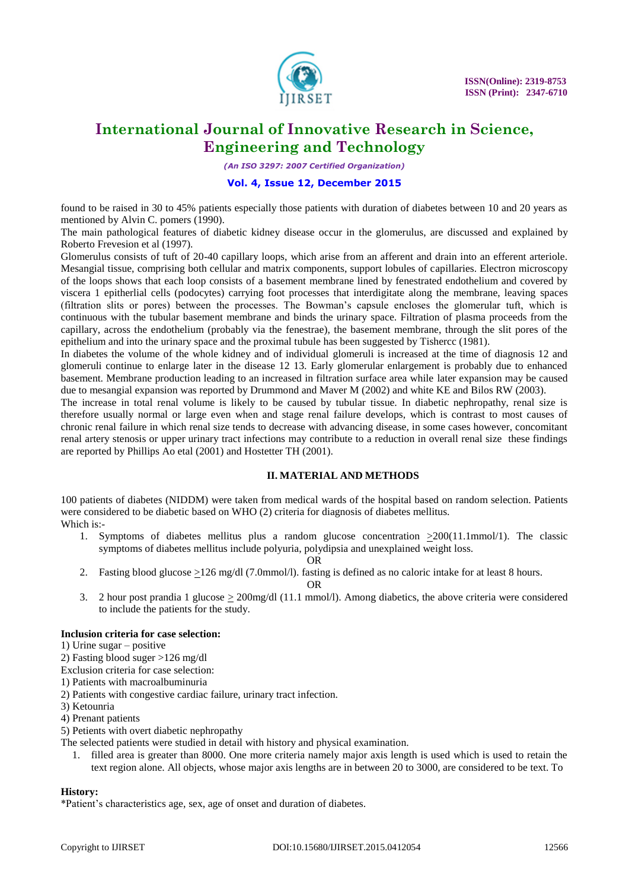found to be raised in 30 to 45% patients especially those patients with duration of diabetes between 10 and 20 years as mentioned by Alvin C. pomers (1990).

The main pathological features of diabetic kidney disease occur in the glomerulus, are discussed and explained by Roberto Frevesion et al (1997).

Glomerulus consists of tuft of 20-40 capillary loops, which arise from an afferent and drain into an efferent arteriole. Mesangial tissue, comprising both cellular and matrix components, support lobules of capillaries. Electron microscopy of the loops shows that each loop consists of a basement membrane lined by fenestrated endothelium and covered by viscera 1 epitherlial cells (podocytes) carrying foot processes that interdigitate along the membrane, leaving spaces (filtration slits or pores) between the processes. The Bowman's capsule encloses the glomerular tuft, which is continuous with the tubular basement membrane and binds the urinary space. Filtration of plasma proceeds from the capillary, across the endothelium (probably via the fenestrae), the basement membrane, through the slit pores of the epithelium and into the urinary space and the proximal tubule has been suggested by Tishercc (1981).

In diabetes the volume of the whole kidney and of individual glomeruli is increased at the time of diagnosis 12 and glomeruli continue to enlarge later in the disease 12 13. Early glomerular enlargement is probably due to enhanced basement. Membrane production leading to an increased in filtration surface area while later expansion may be caused due to mesangial expansion was reported by Drummond and Maver M (2002) and white KE and Bilos RW (2003).

The increase in total renal volume is likely to be caused by tubular tissue. In diabetic nephropathy, renal size is therefore usually normal or large even when and stage renal failure develops, which is contrast to most causes of chronic renal failure in which renal size tends to decrease with advancing disease, in some cases however, concomitant renal artery stenosis or upper urinary tract infections may contribute to a reduction in overall renal size these findings are reported by Phillips Ao etal (2001) and Hostetter TH (2001).

## II. MATERIAL AND METHODS

100 patients of diabetes (NIDDM) were taken from medical wards of the hospital based on random selection. Patients were considered to be diabetic based on WHO (2) criteria for diagnosis of diabetes mellitus.

Which is:-

1. Symptoms of diabetes mellitus plus a random glucose concentration $\geq$200(11.1mmol/1). The classic symptoms of diabetes mellitus include polyuria, polydipsia and unexplained weight loss.

   OR

2. Fasting blood glucose $\geq$126 mg/dl (7.0mmol/l). fasting is defined as no caloric intake for at least 8 hours.

   OR

3. 2 hour post prandia 1 glucose $\geq$ 200mg/dl (11.1 mmol/l). Among diabetics, the above criteria were considered to include the patients for the study.

**Inclusion criteria for case selection:**

1) Urine sugar – positive
2) Fasting blood suger >126 mg/dl

Exclusion criteria for case selection:

1) Patients with macroalbuminuria
2) Patients with congestive cardiac failure, urinary tract infection.
3) Ketounria
4) Prenant patients
5) Petients with overt diabetic nephropathy

The selected patients were studied in detail with history and physical examination.

1. filled area is greater than 8000. One more criteria namely major axis length is used which is used to retain the text region alone. All objects, whose major axis lengths are in between 20 to 3000, are considered to be text. To

**History:**

*Patient's characteristics age, sex, age of onset and duration of diabetes.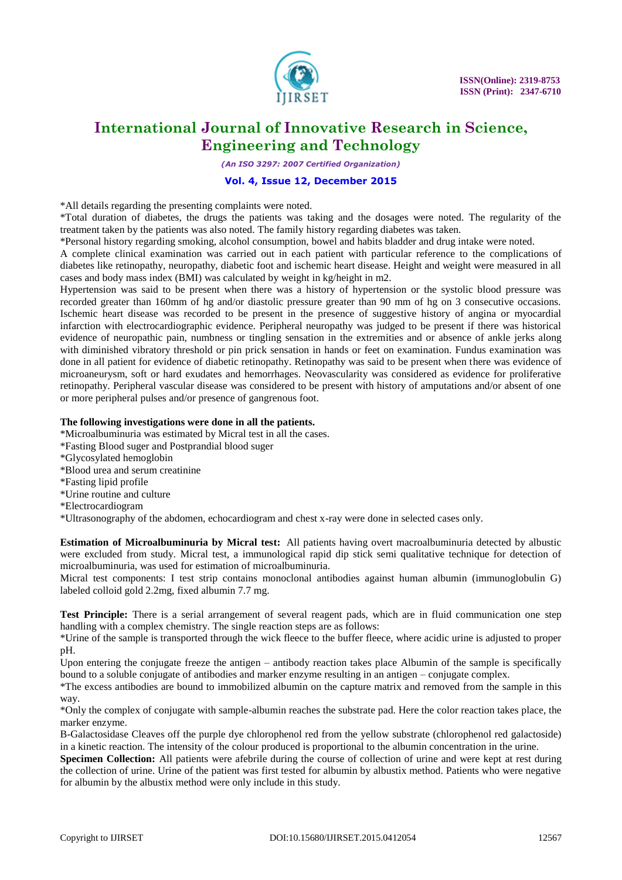*All details regarding the presenting complaints were noted.

*Total duration of diabetes, the drugs the patients was taking and the dosages were noted. The regularity of the treatment taken by the patients was also noted. The family history regarding diabetes was taken.

*Personal history regarding smoking, alcohol consumption, bowel and habits bladder and drug intake were noted.

A complete clinical examination was carried out in each patient with particular reference to the complications of diabetes like retinopathy, neuropathy, diabetic foot and ischemic heart disease. Height and weight were measured in all cases and body mass index (BMI) was calculated by weight in kg/height in m2.

Hypertension was said to be present when there was a history of hypertension or the systolic blood pressure was recorded greater than 160mm of hg and/or diastolic pressure greater than 90 mm of hg on 3 consecutive occasions. Ischemic heart disease was recorded to be present in the presence of suggestive history of angina or myocardial infarction with electrocardiographic evidence. Peripheral neuropathy was judged to be present if there was historical evidence of neuropathic pain, numbness or tingling sensation in the extremities and or absence of ankle jerks along with diminished vibratory threshold or pin prick sensation in hands or feet on examination. Fundus examination was done in all patient for evidence of diabetic retinopathy. Retinopathy was said to be present when there was evidence of microaneurysm, soft or hard exudates and hemorrhages. Neovascularity was considered as evidence for proliferative retinopathy. Peripheral vascular disease was considered to be present with history of amputations and/or absent of one or more peripheral pulses and/or presence of gangrenous foot.

**The following investigations were done in all the patients.**

*Microalbuminuria was estimated by Micral test in all the cases.

*Fasting Blood suger and Postprandial blood suger

*Glycosylated hemoglobin

*Blood urea and serum creatinine

*Fasting lipid profile

*Urine routine and culture

*Electrocardiogram

*Ultrasonography of the abdomen, echocardiogram and chest x-ray were done in selected cases only.

**Estimation of Microalbuminuria by Micral test:** All patients having overt macroalbuminuria detected by albustic were excluded from study. Micral test, a immunological rapid dip stick semi qualitative technique for detection of microalbuminuria, was used for estimation of microalbuminuria.

Micral test components: I test strip contains monoclonal antibodies against human albumin (immunoglobulin G) labeled colloid gold 2.2mg, fixed albumin 7.7 mg.

**Test Principle:** There is a serial arrangement of several reagent pads, which are in fluid communication one step handling with a complex chemistry. The single reaction steps are as follows:

*Urine of the sample is transported through the wick fleece to the buffer fleece, where acidic urine is adjusted to proper pH.

Upon entering the conjugate freeze the antigen – antibody reaction takes place Albumin of the sample is specifically bound to a soluble conjugate of antibodies and marker enzyme resulting in an antigen – conjugate complex.

*The excess antibodies are bound to immobilized albumin on the capture matrix and removed from the sample in this way.

*Only the complex of conjugate with sample-albumin reaches the substrate pad. Here the color reaction takes place, the marker enzyme.

B-Galactosidase Cleaves off the purple dye chlorophenol red from the yellow substrate (chlorophenol red galactoside) in a kinetic reaction. The intensity of the colour produced is proportional to the albumin concentration in the urine.

**Specimen Collection:** All patients were afebrile during the course of collection of urine and were kept at rest during the collection of urine. Urine of the patient was first tested for albumin by albustix method. Patients who were negative for albumin by the albustix method were only include in this study.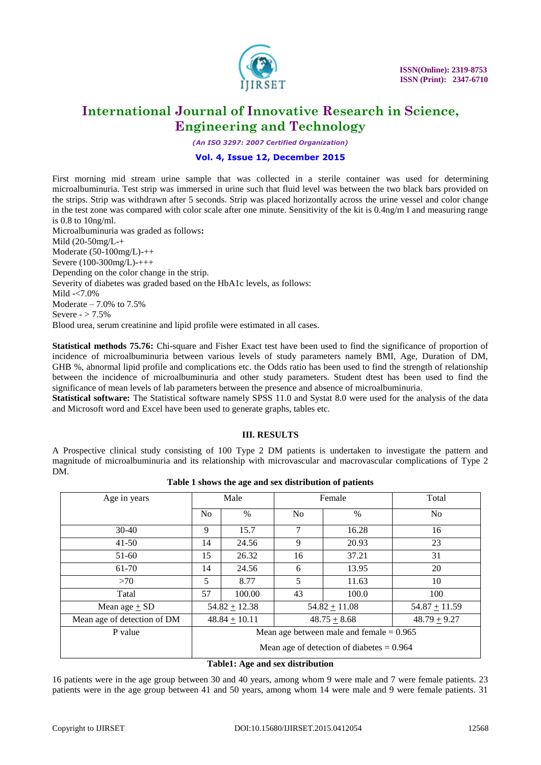First morning mid stream urine sample that was collected in a sterile container was used for determining microalbuminuria. Test strip was immersed in urine such that fluid level was between the two black bars provided on the strips. Strip was withdrawn after 5 seconds. Strip was placed horizontally across the urine vessel and color change in the test zone was compared with color scale after one minute. Sensitivity of the kit is 0.4ng/m l and measuring range is 0.8 to 10ng/ml.

Microalbuminuria was graded as follows**:**

Mild (20-50mg/L-+

Moderate (50-100mg/L)-++

Severe (100-300mg/L)-+++

Depending on the color change in the strip.

Severity of diabetes was graded based on the HbA1c levels, as follows:

Mild -<7.0%

Moderate – 7.0% to 7.5%

Severe - > 7.5%

Blood urea, serum creatinine and lipid profile were estimated in all cases.

**Statistical methods 75.76:** Chi-square and Fisher Exact test have been used to find the significance of proportion of incidence of microalbuminuria between various levels of study parameters namely BMI, Age, Duration of DM, GHB %, abnormal lipid profile and complications etc. the Odds ratio has been used to find the strength of relationship between the incidence of microalbuminuria and other study parameters. Student dtest has been used to find the significance of mean levels of lab parameters between the presence and absence of microalbuminuria.

**Statistical software:** The Statistical software namely SPSS 11.0 and Systat 8.0 were used for the analysis of the data and Microsoft word and Excel have been used to generate graphs, tables etc.

## III. RESULTS

A Prospective clinical study consisting of 100 Type 2 DM patients is undertaken to investigate the pattern and magnitude of microalbuminuria and its relationship with microvascular and macrovascular complications of Type 2 DM.

**Table 1 shows the age and sex distribution of patients**

| Age in years | Male | | Female | | Total |
|---|---|---|---|---|---|
| | No | % | No | % | No |
| 30-40 | 9 | 15.7 | 7 | 16.28 | 16 |
| 41-50 | 14 | 24.56 | 9 | 20.93 | 23 |
| 51-60 | 15 | 26.32 | 16 | 37.21 | 31 |
| 61-70 | 14 | 24.56 | 6 | 13.95 | 20 |
| >70 | 5 | 8.77 | 5 | 11.63 | 10 |
| Tatal | 57 | 100.00 | 43 | 100.0 | 100 |
| Mean age ± SD | 54.82 ± 12.38 | | 54.82 ± 11.08 | | 54.87 ± 11.59 |
| Mean age of detection of DM | 48.84 ± 10.11 | | 48.75 ± 8.68 | | 48.79 ± 9.27 |
| P value | Mean age between male and female = 0.965<br>Mean age of detection of diabetes = 0.964 | | | | |

**Table1: Age and sex distribution**

16 patients were in the age group between 30 and 40 years, among whom 9 were male and 7 were female patients. 23 patients were in the age group between 41 and 50 years, among whom 14 were male and 9 were female patients. 31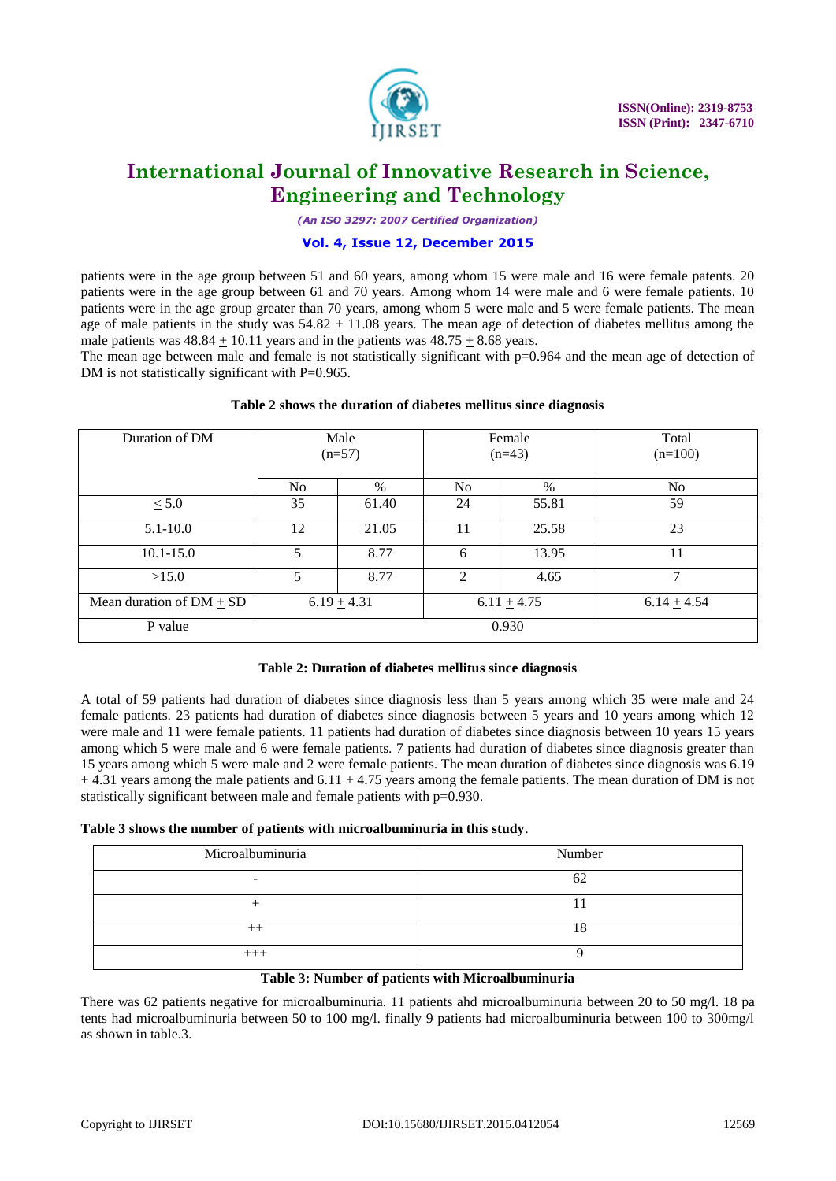patients were in the age group between 51 and 60 years, among whom 15 were male and 16 were female patents. 20 patients were in the age group between 61 and 70 years. Among whom 14 were male and 6 were female patients. 10 patients were in the age group greater than 70 years, among whom 5 were male and 5 were female patients. The mean age of male patients in the study was 54.82 ± 11.08 years. The mean age of detection of diabetes mellitus among the male patients was 48.84 ± 10.11 years and in the patients was 48.75 ± 8.68 years.

The mean age between male and female is not statistically significant with p=0.964 and the mean age of detection of DM is not statistically significant with P=0.965.

**Table 2 shows the duration of diabetes mellitus since diagnosis**

| Duration of DM | Male (n=57) | | Female (n=43) | | Total (n=100) |
|---|---|---|---|---|---|
| | No | % | No | % | No |
| ≤ 5.0 | 35 | 61.40 | 24 | 55.81 | 59 |
| 5.1-10.0 | 12 | 21.05 | 11 | 25.58 | 23 |
| 10.1-15.0 | 5 | 8.77 | 6 | 13.95 | 11 |
| >15.0 | 5 | 8.77 | 2 | 4.65 | 7 |
| Mean duration of DM ± SD | 6.19 ± 4.31 | | 6.11 ± 4.75 | | 6.14 ± 4.54 |
| P value | 0.930 | | | | |

**Table 2: Duration of diabetes mellitus since diagnosis**

A total of 59 patients had duration of diabetes since diagnosis less than 5 years among which 35 were male and 24 female patients. 23 patients had duration of diabetes since diagnosis between 5 years and 10 years among which 12 were male and 11 were female patients. 11 patients had duration of diabetes since diagnosis between 10 years 15 years among which 5 were male and 6 were female patients. 7 patients had duration of diabetes since diagnosis greater than 15 years among which 5 were male and 2 were female patients. The mean duration of diabetes since diagnosis was 6.19 ± 4.31 years among the male patients and 6.11 ± 4.75 years among the female patients. The mean duration of DM is not statistically significant between male and female patients with p=0.930.

**Table 3 shows the number of patients with microalbuminuria in this study**.

| Microalbuminuria | Number |
|---|---|
| - | 62 |
| + | 11 |
| ++ | 18 |
| +++ | 9 |

**Table 3: Number of patients with Microalbuminuria**

There was 62 patients negative for microalbuminuria. 11 patients ahd microalbuminuria between 20 to 50 mg/l. 18 pa tents had microalbuminuria between 50 to 100 mg/l. finally 9 patients had microalbuminuria between 100 to 300mg/l as shown in table.3.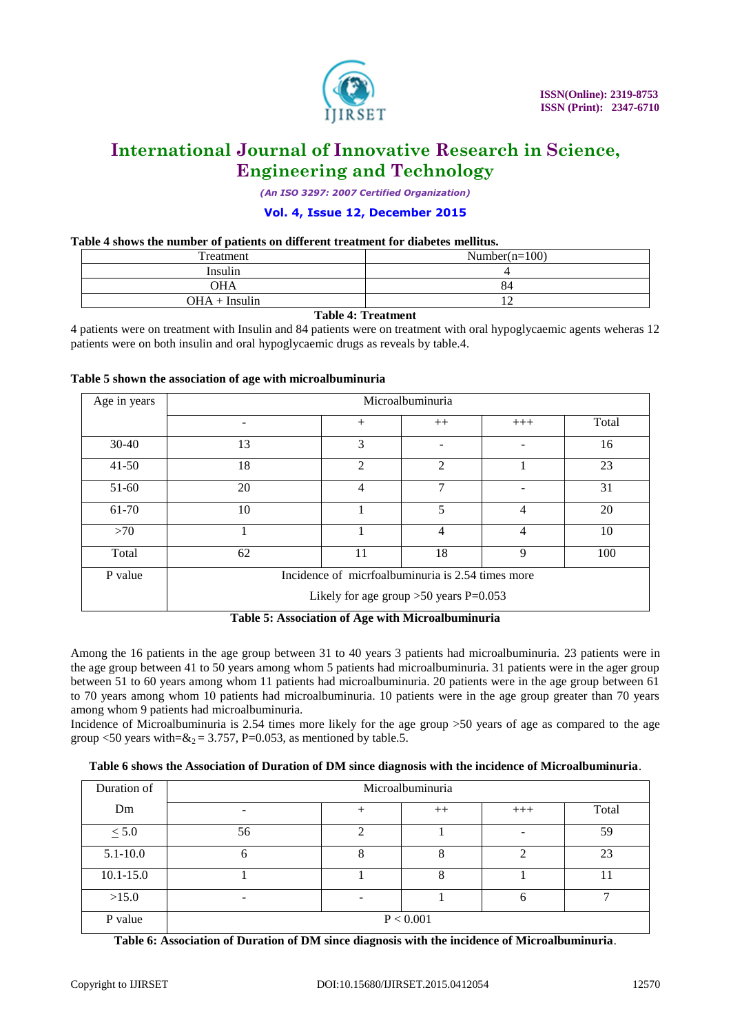**Table 4 shows the number of patients on different treatment for diabetes mellitus.**

| Treatment | Number(n=100) |
|---|---|
| Insulin | 4 |
| OHA | 84 |
| OHA + Insulin | 12 |

**Table 4: Treatment**

4 patients were on treatment with Insulin and 84 patients were on treatment with oral hypoglycaemic agents weheras 12 patients were on both insulin and oral hypoglycaemic drugs as reveals by table.4.

**Table 5 shown the association of age with microalbuminuria**

| Age in years | Microalbuminuria | | | | |
|---|---|---|---|---|---|
| | - | + | ++ | +++ | Total |
| 30-40 | 13 | 3 | - | - | 16 |
| 41-50 | 18 | 2 | 2 | 1 | 23 |
| 51-60 | 20 | 4 | 7 | - | 31 |
| 61-70 | 10 | 1 | 5 | 4 | 20 |
| >70 | 1 | 1 | 4 | 4 | 10 |
| Total | 62 | 11 | 18 | 9 | 100 |
| P value | Incidence of micrfoalbuminuria is 2.54 times more Likely for age group >50 years P=0.053 | | | | |

**Table 5: Association of Age with Microalbuminuria**

Among the 16 patients in the age group between 31 to 40 years 3 patients had microalbuminuria. 23 patients were in the age group between 41 to 50 years among whom 5 patients had microalbuminuria. 31 patients were in the ager group between 51 to 60 years among whom 11 patients had microalbuminuria. 20 patients were in the age group between 61 to 70 years among whom 10 patients had microalbuminuria. 10 patients were in the age group greater than 70 years among whom 9 patients had microalbuminuria.

Incidence of Microalbuminuria is 2.54 times more likely for the age group >50 years of age as compared to the age group <50 years with=$\&_2$ = 3.757, P=0.053, as mentioned by table.5.

**Table 6 shows the Association of Duration of DM since diagnosis with the incidence of Microalbuminuria**.

| Duration of Dm | Microalbuminuria | | | | |
|---|---|---|---|---|---|
| | - | + | ++ | +++ | Total |
| $\leq 5.0$ | 56 | 2 | 1 | - | 59 |
| 5.1-10.0 | 6 | 8 | 8 | 2 | 23 |
| 10.1-15.0 | 1 | 1 | 8 | 1 | 11 |
| >15.0 | - | - | 1 | 6 | 7 |
| P value | P < 0.001 | | | | |

**Table 6: Association of Duration of DM since diagnosis with the incidence of Microalbuminuria**.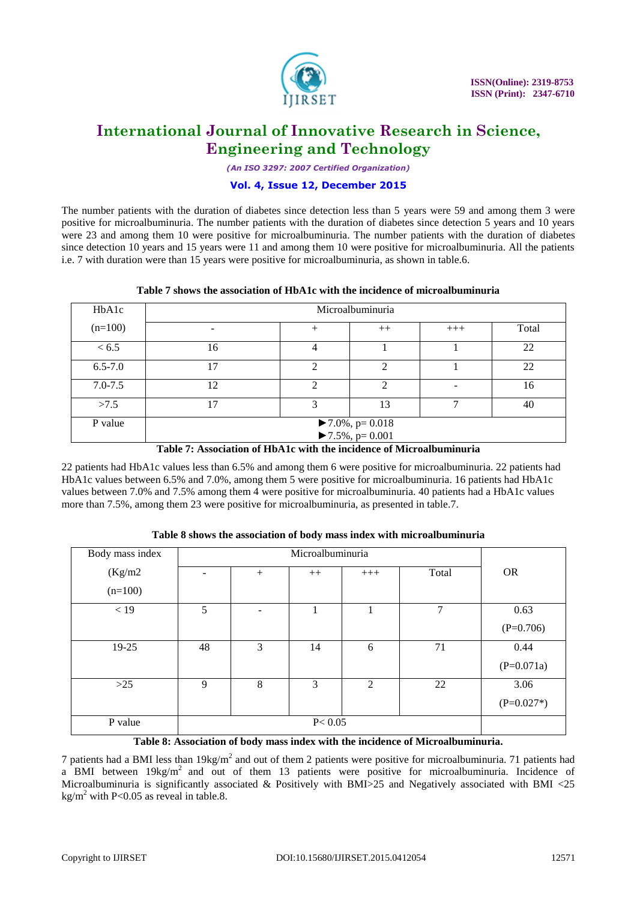The number patients with the duration of diabetes since detection less than 5 years were 59 and among them 3 were positive for microalbuminuria. The number patients with the duration of diabetes since detection 5 years and 10 years were 23 and among them 10 were positive for microalbuminuria. The number patients with the duration of diabetes since detection 10 years and 15 years were 11 and among them 10 were positive for microalbuminuria. All the patients i.e. 7 with duration were than 15 years were positive for microalbuminuria, as shown in table.6.

**Table 7 shows the association of HbA1c with the incidence of microalbuminuria**

| HbA1c | Microalbuminuria | | | | |
|---|---|---|---|---|---|
| (n=100) | - | + | ++ | +++ | Total |
| < 6.5 | 16 | 4 | 1 | 1 | 22 |
| 6.5-7.0 | 17 | 2 | 2 | 1 | 22 |
| 7.0-7.5 | 12 | 2 | 2 | - | 16 |
| >7.5 | 17 | 3 | 13 | 7 | 40 |
| P value | ►7.0%, p= 0.018<br>►7.5%, p= 0.001 | | | | |

**Table 7: Association of HbA1c with the incidence of Microalbuminuria**

22 patients had HbA1c values less than 6.5% and among them 6 were positive for microalbuminuria. 22 patients had HbA1c values between 6.5% and 7.0%, among them 5 were positive for microalbuminuria. 16 patients had HbA1c values between 7.0% and 7.5% among them 4 were positive for microalbuminuria. 40 patients had a HbA1c values more than 7.5%, among them 23 were positive for microalbuminuria, as presented in table.7.

**Table 8 shows the association of body mass index with microalbuminuria**

| Body mass index | Microalbuminuria | | | | | |
|---|---|---|---|---|---|---|
| (Kg/m2 (n=100) | - | + | ++ | +++ | Total | OR |
| < 19 | 5 | - | 1 | 1 | 7 | 0.63 (P=0.706) |
| 19-25 | 48 | 3 | 14 | 6 | 71 | 0.44 (P=0.071a) |
| >25 | 9 | 8 | 3 | 2 | 22 | 3.06 (P=0.027*) |
| P value | P< 0.05 | | | | | |

**Table 8: Association of body mass index with the incidence of Microalbuminuria.**

7 patients had a BMI less than $19\text{kg/m}^2$ and out of them 2 patients were positive for microalbuminuria. 71 patients had a BMI between $19\text{kg/m}^2$ and out of them 13 patients were positive for microalbuminuria. Incidence of Microalbuminuria is significantly associated & Positively with BMI>25 and Negatively associated with BMI <25 $\text{kg/m}^2$ with P<0.05 as reveal in table.8.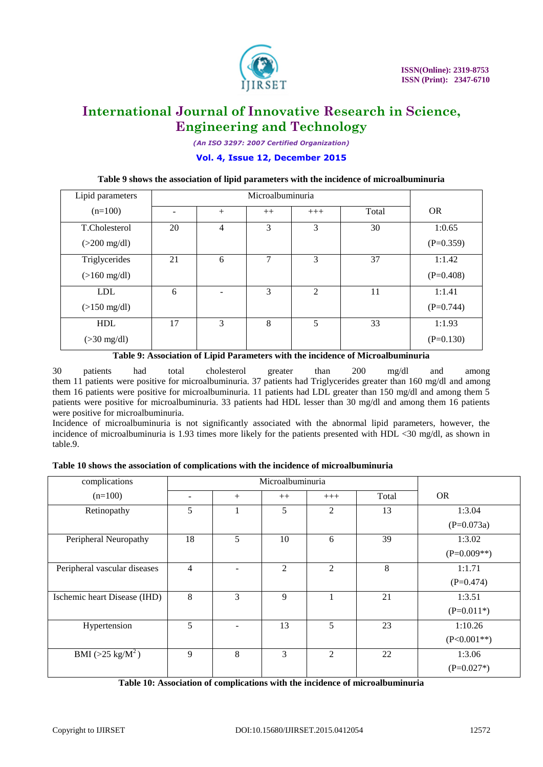**Table 9 shows the association of lipid parameters with the incidence of microalbuminuria**

| Lipid parameters | Microalbuminuria | | | | | |
|---|---|---|---|---|---|---|
| (n=100) | - | + | ++ | +++ | Total | OR |
| T.Cholesterol (>200 mg/dl) | 20 | 4 | 3 | 3 | 30 | 1:0.65 (P=0.359) |
| Triglycerides (>160 mg/dl) | 21 | 6 | 7 | 3 | 37 | 1:1.42 (P=0.408) |
| LDL (>150 mg/dl) | 6 | - | 3 | 2 | 11 | 1:1.41 (P=0.744) |
| HDL (>30 mg/dl) | 17 | 3 | 8 | 5 | 33 | 1:1.93 (P=0.130) |

**Table 9: Association of Lipid Parameters with the incidence of Microalbuminuria**

30 patients had total cholesterol greater than 200 mg/dl and among them 11 patients were positive for microalbuminuria. 37 patients had Triglycerides greater than 160 mg/dl and among them 16 patients were positive for microalbuminuria. 11 patients had LDL greater than 150 mg/dl and among them 5 patients were positive for microalbuminuria. 33 patients had HDL lesser than 30 mg/dl and among them 16 patients were positive for microalbuminuria.

Incidence of microalbuminuria is not significantly associated with the abnormal lipid parameters, however, the incidence of microalbuminuria is 1.93 times more likely for the patients presented with HDL <30 mg/dl, as shown in table.9.

**Table 10 shows the association of complications with the incidence of microalbuminuria**

| complications | Microalbuminuria | | | | | |
|---|---|---|---|---|---|---|
| (n=100) | - | + | ++ | +++ | Total | OR |
| Retinopathy | 5 | 1 | 5 | 2 | 13 | 1:3.04 (P=0.073a) |
| Peripheral Neuropathy | 18 | 5 | 10 | 6 | 39 | 1:3.02 (P=0.009**) |
| Peripheral vascular diseases | 4 | - | 2 | 2 | 8 | 1:1.71 (P=0.474) |
| Ischemic heart Disease (IHD) | 8 | 3 | 9 | 1 | 21 | 1:3.51 (P=0.011*) |
| Hypertension | 5 | - | 13 | 5 | 23 | 1:10.26 (P<0.001**) |
| BMI (>25 kg/M$^2$) | 9 | 8 | 3 | 2 | 22 | 1:3.06 (P=0.027*) |

**Table 10: Association of complications with the incidence of microalbuminuria**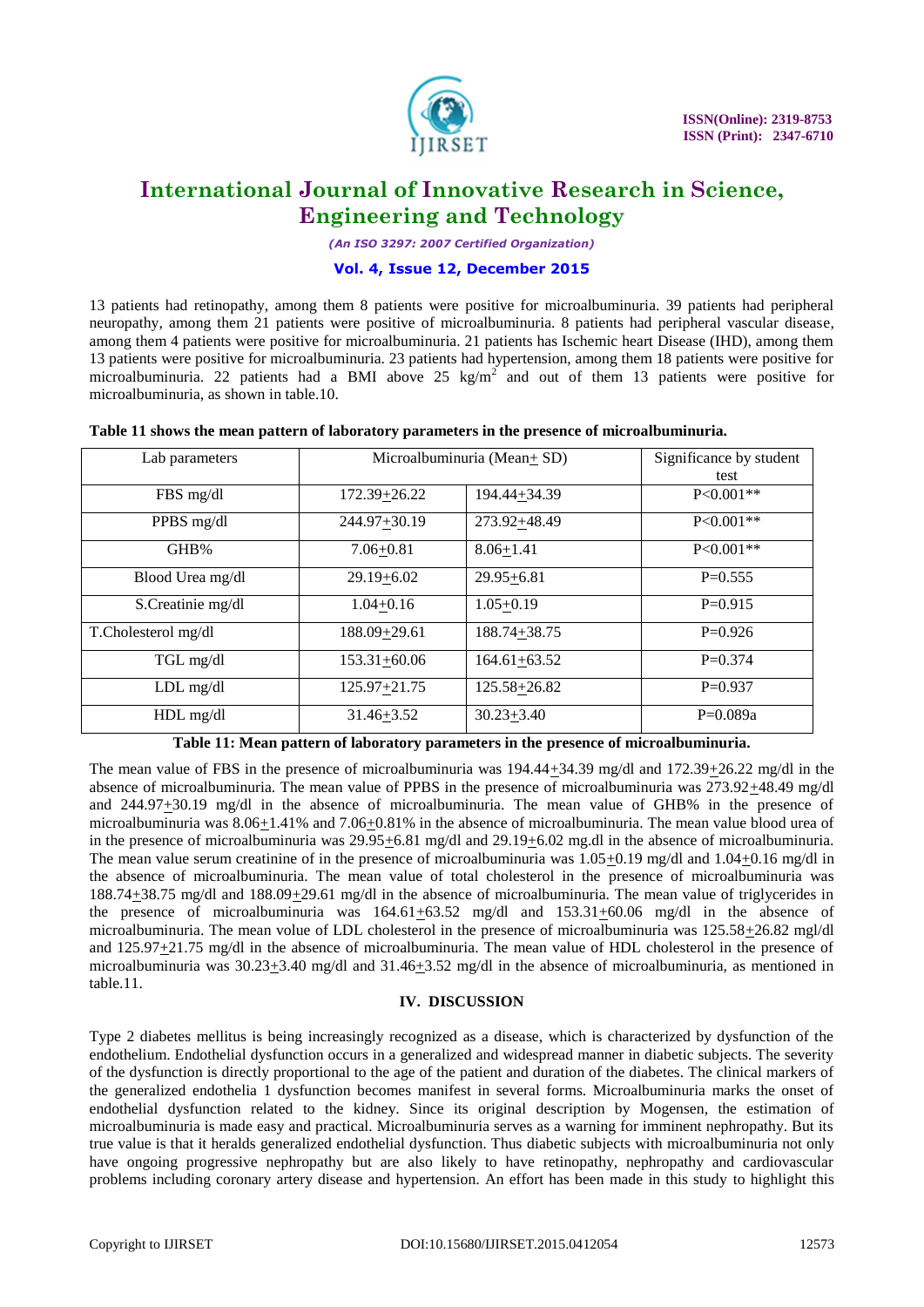13 patients had retinopathy, among them 8 patients were positive for microalbuminuria. 39 patients had peripheral neuropathy, among them 21 patients were positive of microalbuminuria. 8 patients had peripheral vascular disease, among them 4 patients were positive for microalbuminuria. 21 patients has Ischemic heart Disease (IHD), among them 13 patients were positive for microalbuminuria. 23 patients had hypertension, among them 18 patients were positive for microalbuminuria. 22 patients had a BMI above 25 kg/m$^2$ and out of them 13 patients were positive for microalbuminuria, as shown in table.10.

**Table 11 shows the mean pattern of laboratory parameters in the presence of microalbuminuria.**

| Lab parameters | Microalbuminuria (Mean± SD) | | Significance by student test |
|---|---|---|---|
| FBS mg/dl | 172.39±26.22 | 194.44±34.39 | P<0.001** |
| PPBS mg/dl | 244.97±30.19 | 273.92±48.49 | P<0.001** |
| GHB% | 7.06±0.81 | 8.06±1.41 | P<0.001** |
| Blood Urea mg/dl | 29.19±6.02 | 29.95±6.81 | P=0.555 |
| S.Creatinie mg/dl | 1.04±0.16 | 1.05±0.19 | P=0.915 |
| T.Cholesterol mg/dl | 188.09±29.61 | 188.74±38.75 | P=0.926 |
| TGL mg/dl | 153.31±60.06 | 164.61±63.52 | P=0.374 |
| LDL mg/dl | 125.97±21.75 | 125.58±26.82 | P=0.937 |
| HDL mg/dl | 31.46±3.52 | 30.23±3.40 | P=0.089a |

**Table 11: Mean pattern of laboratory parameters in the presence of microalbuminuria.**

The mean value of FBS in the presence of microalbuminuria was 194.44±34.39 mg/dl and 172.39±26.22 mg/dl in the absence of microalbuminuria. The mean value of PPBS in the presence of microalbuminuria was 273.92±48.49 mg/dl and 244.97±30.19 mg/dl in the absence of microalbuminuria. The mean value of GHB% in the presence of microalbuminuria was 8.06±1.41% and 7.06±0.81% in the absence of microalbuminuria. The mean value blood urea of in the presence of microalbuminuria was 29.95±6.81 mg/dl and 29.19±6.02 mg.dl in the absence of microalbuminuria. The mean value serum creatinine of in the presence of microalbuminuria was 1.05±0.19 mg/dl and 1.04±0.16 mg/dl in the absence of microalbuminuria. The mean value of total cholesterol in the presence of microalbuminuria was 188.74±38.75 mg/dl and 188.09±29.61 mg/dl in the absence of microalbuminuria. The mean value of triglycerides in the presence of microalbuminuria was 164.61±63.52 mg/dl and 153.31±60.06 mg/dl in the absence of microalbuminuria. The mean volue of LDL cholesterol in the presence of microalbuminuria was 125.58±26.82 mgl/dl and 125.97±21.75 mg/dl in the absence of microalbuminuria. The mean value of HDL cholesterol in the presence of microalbuminuria was 30.23±3.40 mg/dl and 31.46±3.52 mg/dl in the absence of microalbuminuria, as mentioned in table.11.

## IV. DISCUSSION

Type 2 diabetes mellitus is being increasingly recognized as a disease, which is characterized by dysfunction of the endothelium. Endothelial dysfunction occurs in a generalized and widespread manner in diabetic subjects. The severity of the dysfunction is directly proportional to the age of the patient and duration of the diabetes. The clinical markers of the generalized endothelia 1 dysfunction becomes manifest in several forms. Microalbuminuria marks the onset of endothelial dysfunction related to the kidney. Since its original description by Mogensen, the estimation of microalbuminuria is made easy and practical. Microalbuminuria serves as a warning for imminent nephropathy. But its true value is that it heralds generalized endothelial dysfunction. Thus diabetic subjects with microalbuminuria not only have ongoing progressive nephropathy but are also likely to have retinopathy, nephropathy and cardiovascular problems including coronary artery disease and hypertension. An effort has been made in this study to highlight this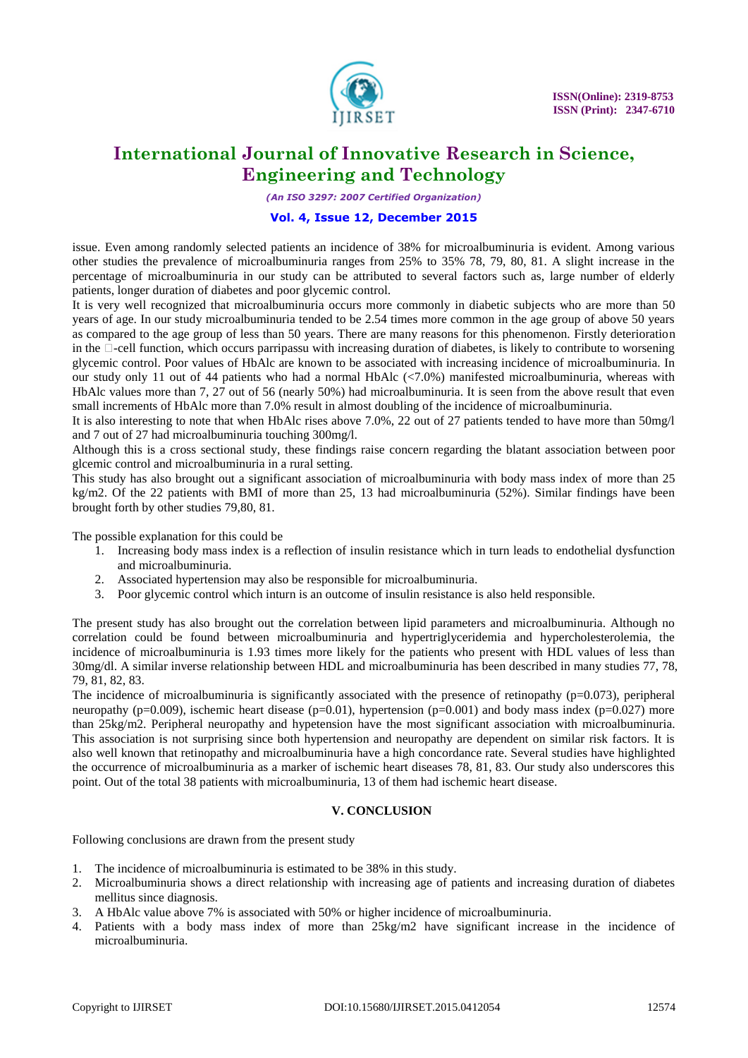issue. Even among randomly selected patients an incidence of 38% for microalbuminuria is evident. Among various other studies the prevalence of microalbuminuria ranges from 25% to 35% 78, 79, 80, 81. A slight increase in the percentage of microalbuminuria in our study can be attributed to several factors such as, large number of elderly patients, longer duration of diabetes and poor glycemic control.

It is very well recognized that microalbuminuria occurs more commonly in diabetic subjects who are more than 50 years of age. In our study microalbuminuria tended to be 2.54 times more common in the age group of above 50 years as compared to the age group of less than 50 years. There are many reasons for this phenomenon. Firstly deterioration in the -cell function, which occurs parripassu with increasing duration of diabetes, is likely to contribute to worsening glycemic control. Poor values of HbAlc are known to be associated with increasing incidence of microalbuminuria. In our study only 11 out of 44 patients who had a normal HbAlc (<7.0%) manifested microalbuminuria, whereas with HbAlc values more than 7, 27 out of 56 (nearly 50%) had microalbuminuria. It is seen from the above result that even small increments of HbAlc more than 7.0% result in almost doubling of the incidence of microalbuminuria.

It is also interesting to note that when HbAlc rises above 7.0%, 22 out of 27 patients tended to have more than 50mg/l and 7 out of 27 had microalbuminuria touching 300mg/l.

Although this is a cross sectional study, these findings raise concern regarding the blatant association between poor glcemic control and microalbuminuria in a rural setting.

This study has also brought out a significant association of microalbuminuria with body mass index of more than 25 kg/m2. Of the 22 patients with BMI of more than 25, 13 had microalbuminuria (52%). Similar findings have been brought forth by other studies 79,80, 81.

The possible explanation for this could be

1. Increasing body mass index is a reflection of insulin resistance which in turn leads to endothelial dysfunction and microalbuminuria.
2. Associated hypertension may also be responsible for microalbuminuria.
3. Poor glycemic control which inturn is an outcome of insulin resistance is also held responsible.

The present study has also brought out the correlation between lipid parameters and microalbuminuria. Although no correlation could be found between microalbuminuria and hypertriglyceridemia and hypercholesterolemia, the incidence of microalbuminuria is 1.93 times more likely for the patients who present with HDL values of less than 30mg/dl. A similar inverse relationship between HDL and microalbuminuria has been described in many studies 77, 78, 79, 81, 82, 83.

The incidence of microalbuminuria is significantly associated with the presence of retinopathy (p=0.073), peripheral neuropathy (p=0.009), ischemic heart disease (p=0.01), hypertension (p=0.001) and body mass index (p=0.027) more than 25kg/m2. Peripheral neuropathy and hypetension have the most significant association with microalbuminuria. This association is not surprising since both hypertension and neuropathy are dependent on similar risk factors. It is also well known that retinopathy and microalbuminuria have a high concordance rate. Several studies have highlighted the occurrence of microalbuminuria as a marker of ischemic heart diseases 78, 81, 83. Our study also underscores this point. Out of the total 38 patients with microalbuminuria, 13 of them had ischemic heart disease.

## V. CONCLUSION

Following conclusions are drawn from the present study

1. The incidence of microalbuminuria is estimated to be 38% in this study.
2. Microalbuminuria shows a direct relationship with increasing age of patients and increasing duration of diabetes mellitus since diagnosis.
3. A HbAlc value above 7% is associated with 50% or higher incidence of microalbuminuria.
4. Patients with a body mass index of more than 25kg/m2 have significant increase in the incidence of microalbuminuria.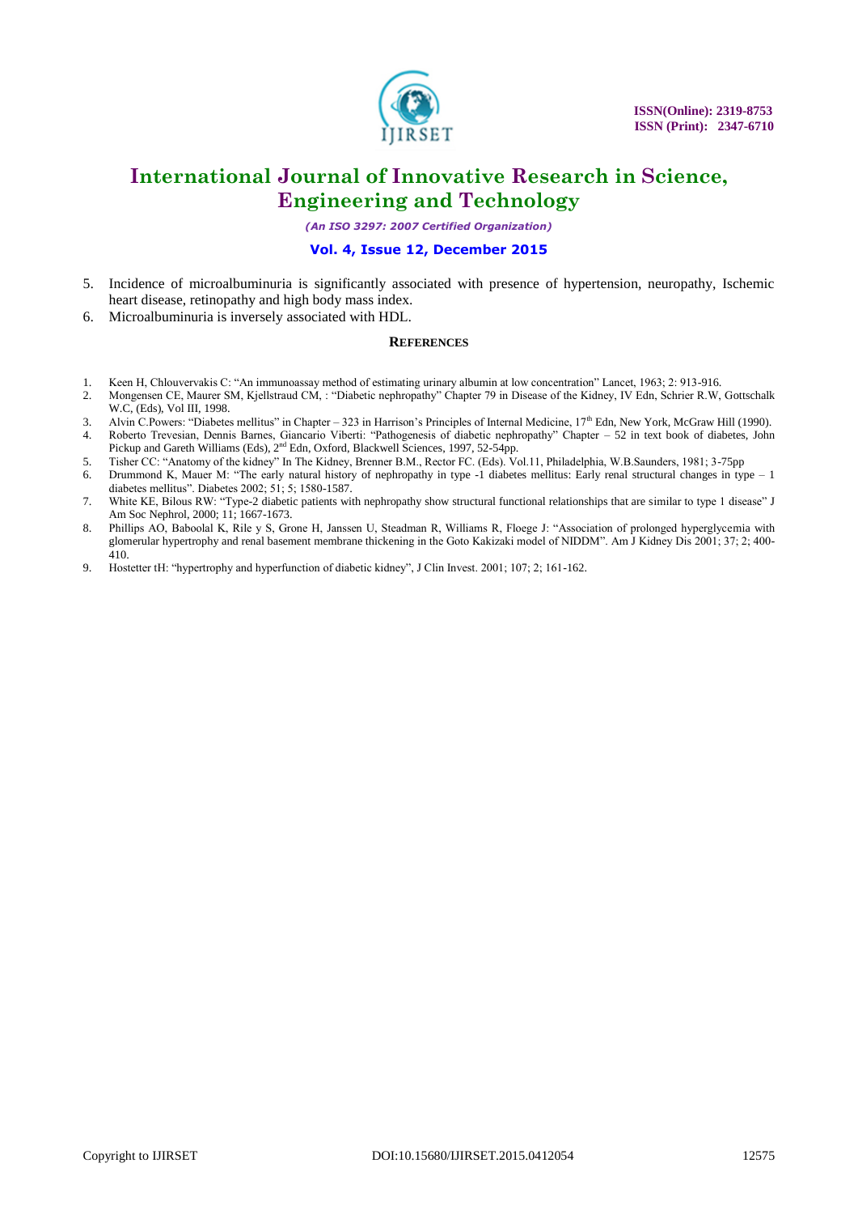5. Incidence of microalbuminuria is significantly associated with presence of hypertension, neuropathy, Ischemic heart disease, retinopathy and high body mass index.
6. Microalbuminuria is inversely associated with HDL.

## REFERENCES

1. Keen H, Chlouvervakis C: "An immunoassay method of estimating urinary albumin at low concentration" Lancet, 1963; 2: 913-916.
2. Mongensen CE, Maurer SM, Kjellstraud CM, : "Diabetic nephropathy" Chapter 79 in Disease of the Kidney, IV Edn, Schrier R.W, Gottschalk W.C, (Eds), Vol III, 1998.
3. Alvin C.Powers: "Diabetes mellitus" in Chapter – 323 in Harrison's Principles of Internal Medicine, 17th Edn, New York, McGraw Hill (1990).
4. Roberto Trevesian, Dennis Barnes, Giancario Viberti: "Pathogenesis of diabetic nephropathy" Chapter – 52 in text book of diabetes, John Pickup and Gareth Williams (Eds), 2nd Edn, Oxford, Blackwell Sciences, 1997, 52-54pp.
5. Tisher CC: "Anatomy of the kidney" In The Kidney, Brenner B.M., Rector FC. (Eds). Vol.11, Philadelphia, W.B.Saunders, 1981; 3-75pp
6. Drummond K, Mauer M: "The early natural history of nephropathy in type -1 diabetes mellitus: Early renal structural changes in type – 1 diabetes mellitus". Diabetes 2002; 51; 5; 1580-1587.
7. White KE, Bilous RW: "Type-2 diabetic patients with nephropathy show structural functional relationships that are similar to type 1 disease" J Am Soc Nephrol, 2000; 11; 1667-1673.
8. Phillips AO, Baboolal K, Rile y S, Grone H, Janssen U, Steadman R, Williams R, Floege J: "Association of prolonged hyperglycemia with glomerular hypertrophy and renal basement membrane thickening in the Goto Kakizaki model of NIDDM". Am J Kidney Dis 2001; 37; 2; 400-410.
9. Hostetter tH: "hypertrophy and hyperfunction of diabetic kidney", J Clin Invest. 2001; 107; 2; 161-162.